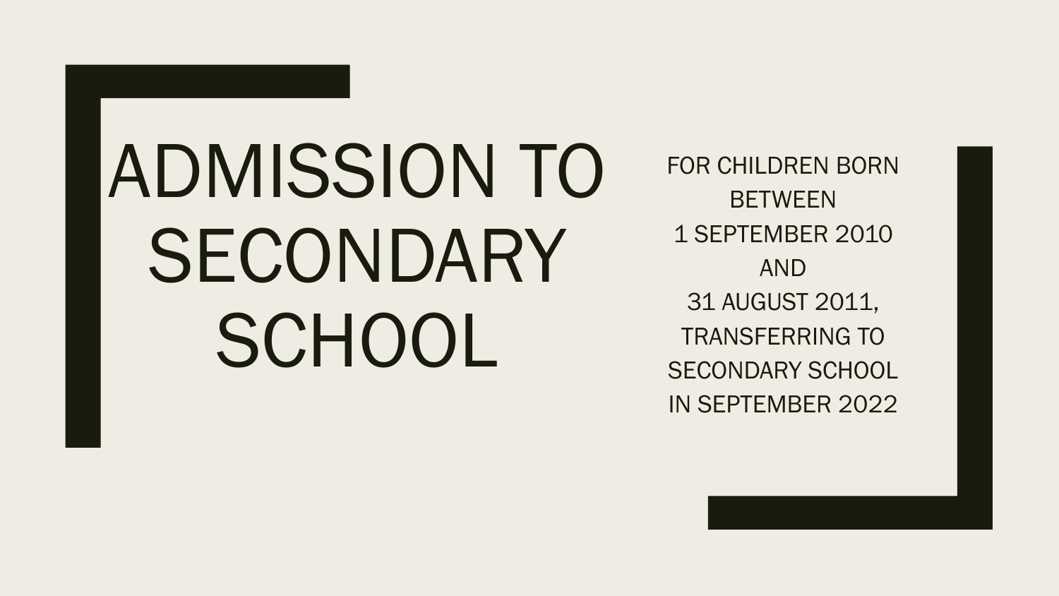# ADMISSION TO SECONDARY SCHOOL

FOR CHILDREN BORN BETWEEN
1 SEPTEMBER 2010
AND
31 AUGUST 2011,
TRANSFERRING TO SECONDARY SCHOOL
IN SEPTEMBER 2022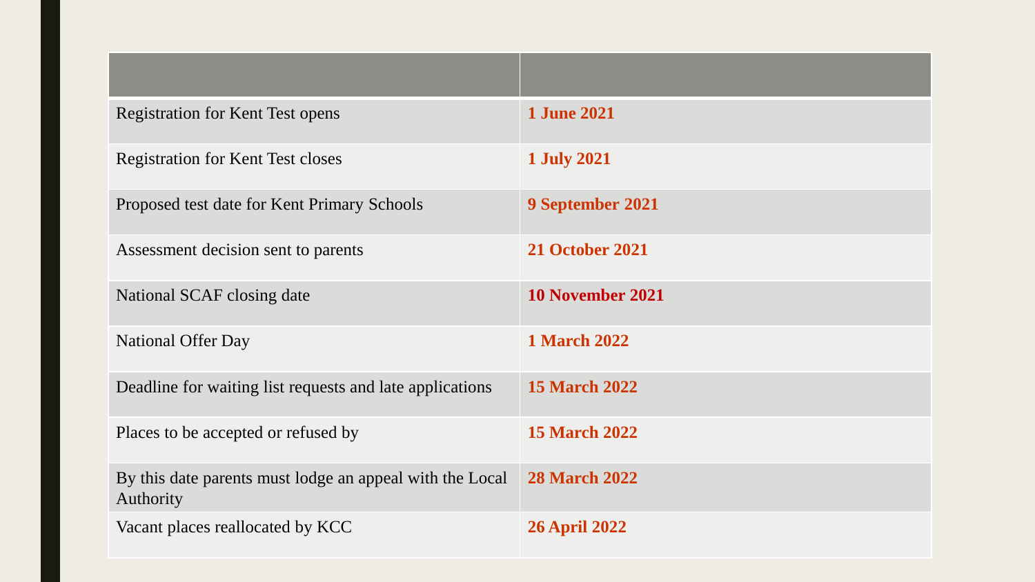| | |
|---|---|
| Registration for Kent Test opens | **1 June 2021** |
| Registration for Kent Test closes | **1 July 2021** |
| Proposed test date for Kent Primary Schools | **9 September 2021** |
| Assessment decision sent to parents | **21 October 2021** |
| National SCAF closing date | **10 November 2021** |
| National Offer Day | **1 March 2022** |
| Deadline for waiting list requests and late applications | **15 March 2022** |
| Places to be accepted or refused by | **15 March 2022** |
| By this date parents must lodge an appeal with the Local Authority | **28 March 2022** |
| Vacant places reallocated by KCC | **26 April 2022** |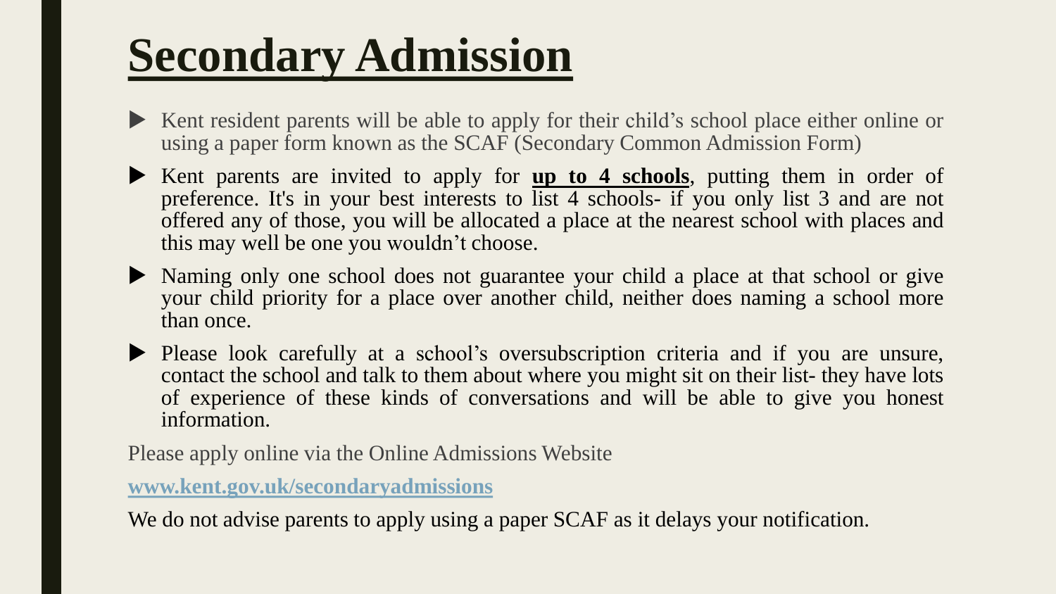# Secondary Admission

- Kent resident parents will be able to apply for their child's school place either online or using a paper form known as the SCAF (Secondary Common Admission Form)
- Kent parents are invited to apply for **up to 4 schools**, putting them in order of preference. It's in your best interests to list 4 schools- if you only list 3 and are not offered any of those, you will be allocated a place at the nearest school with places and this may well be one you wouldn't choose.
- Naming only one school does not guarantee your child a place at that school or give your child priority for a place over another child, neither does naming a school more than once.
- Please look carefully at a school's oversubscription criteria and if you are unsure, contact the school and talk to them about where you might sit on their list- they have lots of experience of these kinds of conversations and will be able to give you honest information.

Please apply online via the Online Admissions Website

**www.kent.gov.uk/secondaryadmissions**

We do not advise parents to apply using a paper SCAF as it delays your notification.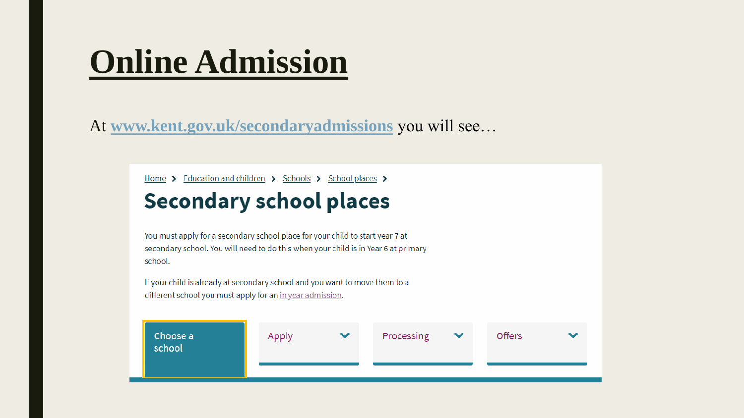# Online Admission

At [www.kent.gov.uk/secondaryadmissions](http://www.kent.gov.uk/secondaryadmissions) you will see…

Home > Education and children > Schools > School places >

## Secondary school places

You must apply for a secondary school place for your child to start year 7 at secondary school. You will need to do this when your child is in Year 6 at primary school.

If your child is already at secondary school and you want to move them to a different school you must apply for an in year admission.

Choose a school | Apply | Processing | Offers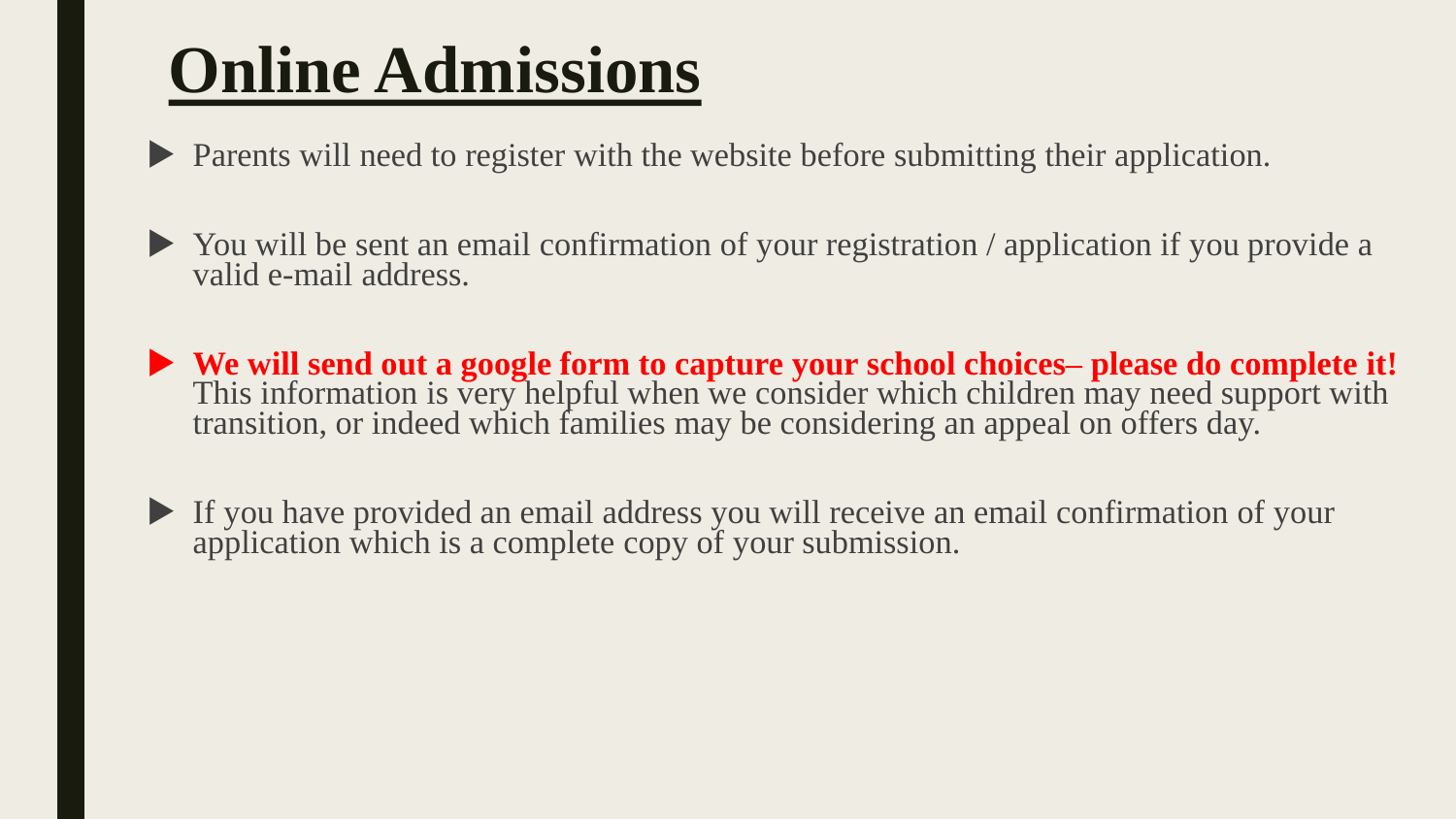# Online Admissions

- Parents will need to register with the website before submitting their application.
- You will be sent an email confirmation of your registration / application if you provide a valid e-mail address.
- **We will send out a google form to capture your school choices– please do complete it!** This information is very helpful when we consider which children may need support with transition, or indeed which families may be considering an appeal on offers day.
- If you have provided an email address you will receive an email confirmation of your application which is a complete copy of your submission.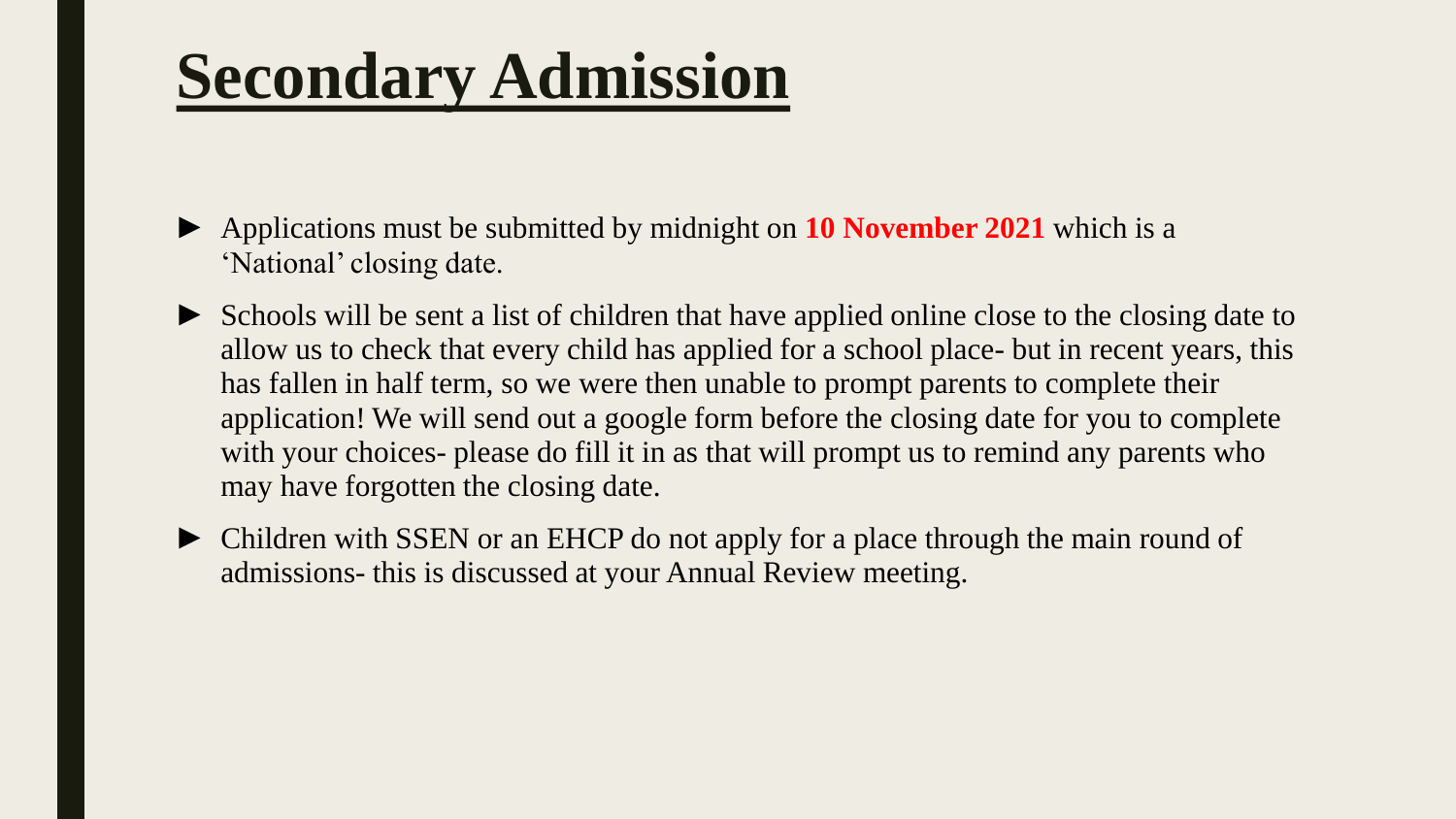# Secondary Admission

- Applications must be submitted by midnight on **10 November 2021** which is a 'National' closing date.
- Schools will be sent a list of children that have applied online close to the closing date to allow us to check that every child has applied for a school place- but in recent years, this has fallen in half term, so we were then unable to prompt parents to complete their application! We will send out a google form before the closing date for you to complete with your choices- please do fill it in as that will prompt us to remind any parents who may have forgotten the closing date.
- Children with SSEN or an EHCP do not apply for a place through the main round of admissions- this is discussed at your Annual Review meeting.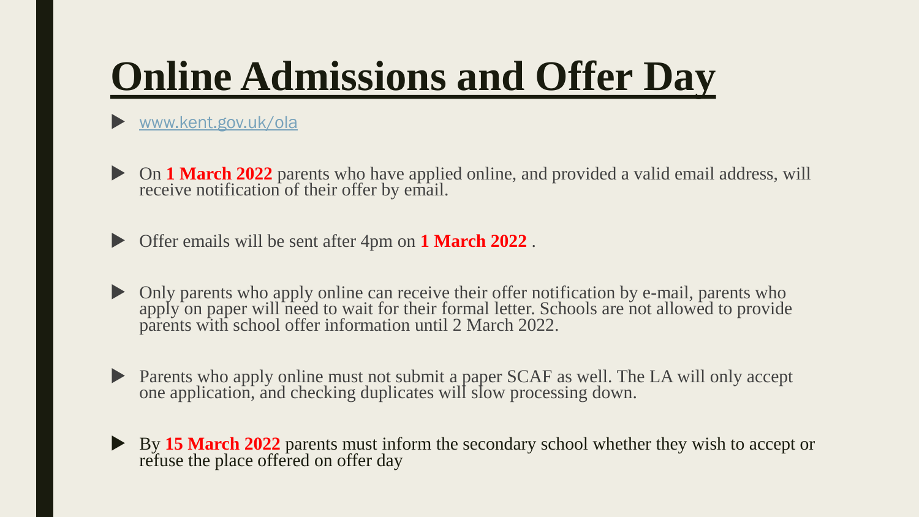# Online Admissions and Offer Day

- www.kent.gov.uk/ola

- On **1 March 2022** parents who have applied online, and provided a valid email address, will receive notification of their offer by email.

- Offer emails will be sent after 4pm on **1 March 2022** .

- Only parents who apply online can receive their offer notification by e-mail, parents who apply on paper will need to wait for their formal letter. Schools are not allowed to provide parents with school offer information until 2 March 2022.

- Parents who apply online must not submit a paper SCAF as well. The LA will only accept one application, and checking duplicates will slow processing down.

- By **15 March 2022** parents must inform the secondary school whether they wish to accept or refuse the place offered on offer day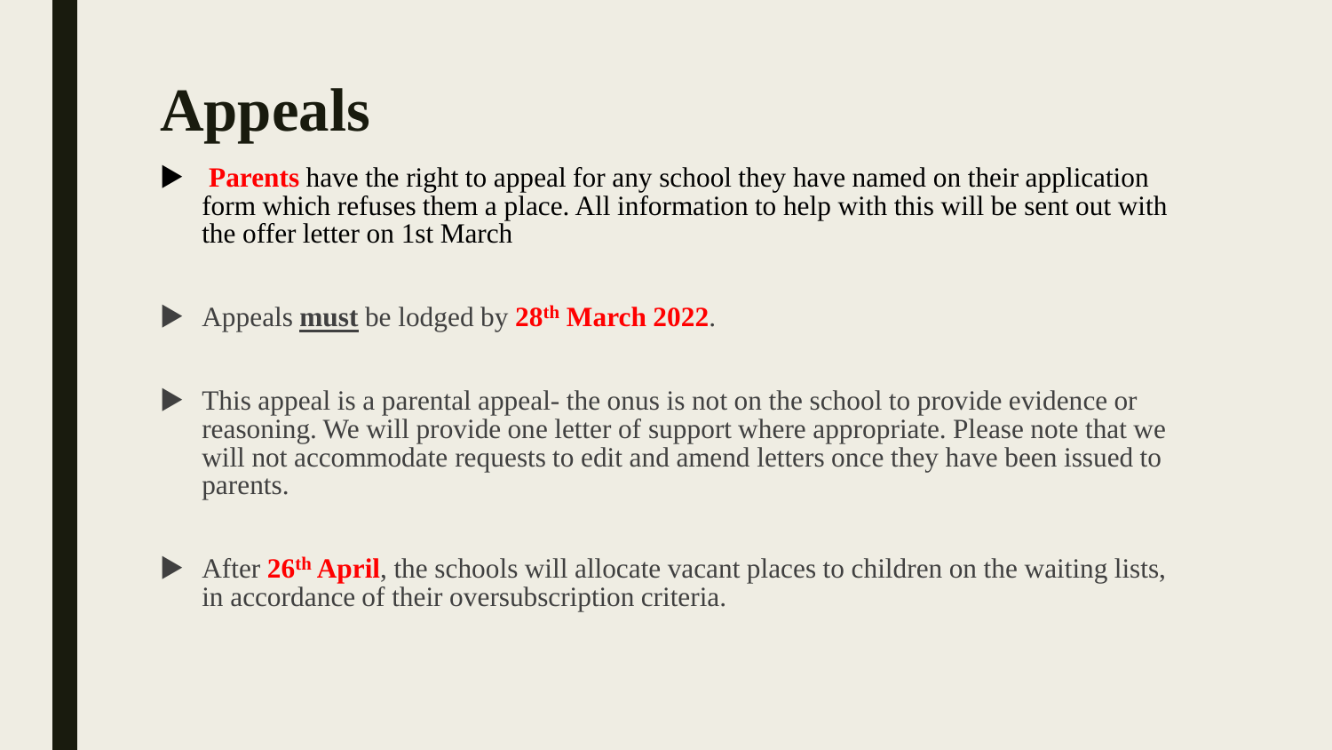# Appeals

- **Parents** have the right to appeal for any school they have named on their application form which refuses them a place. All information to help with this will be sent out with the offer letter on 1st March

- Appeals **must** be lodged by **28th March 2022**.

- This appeal is a parental appeal- the onus is not on the school to provide evidence or reasoning. We will provide one letter of support where appropriate. Please note that we will not accommodate requests to edit and amend letters once they have been issued to parents.

- After **26th April**, the schools will allocate vacant places to children on the waiting lists, in accordance of their oversubscription criteria.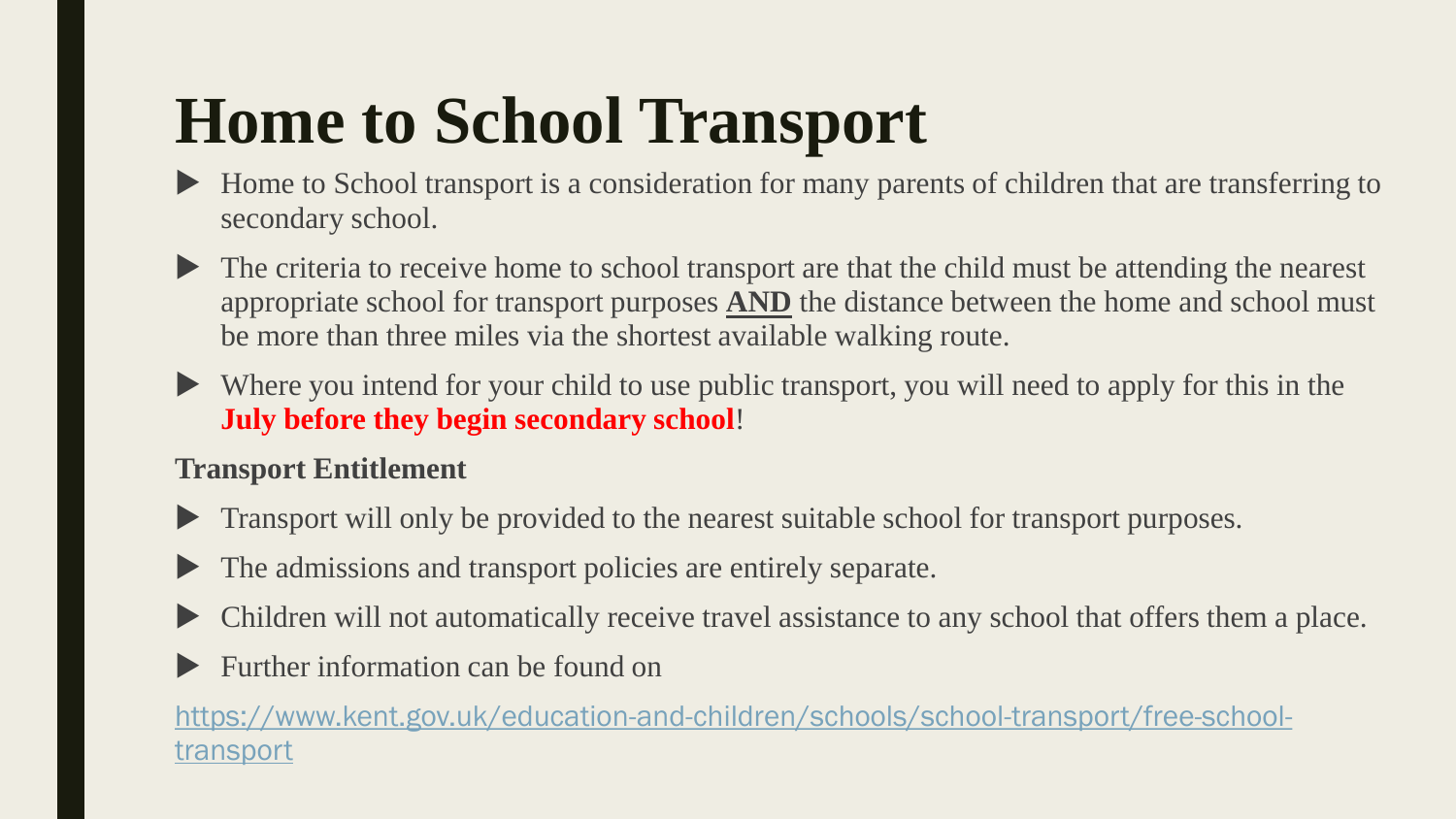# Home to School Transport

- Home to School transport is a consideration for many parents of children that are transferring to secondary school.
- The criteria to receive home to school transport are that the child must be attending the nearest appropriate school for transport purposes **AND** the distance between the home and school must be more than three miles via the shortest available walking route.
- Where you intend for your child to use public transport, you will need to apply for this in the **July before they begin secondary school**!

**Transport Entitlement**

- Transport will only be provided to the nearest suitable school for transport purposes.
- The admissions and transport policies are entirely separate.
- Children will not automatically receive travel assistance to any school that offers them a place.
- Further information can be found on

https://www.kent.gov.uk/education-and-children/schools/school-transport/free-school-transport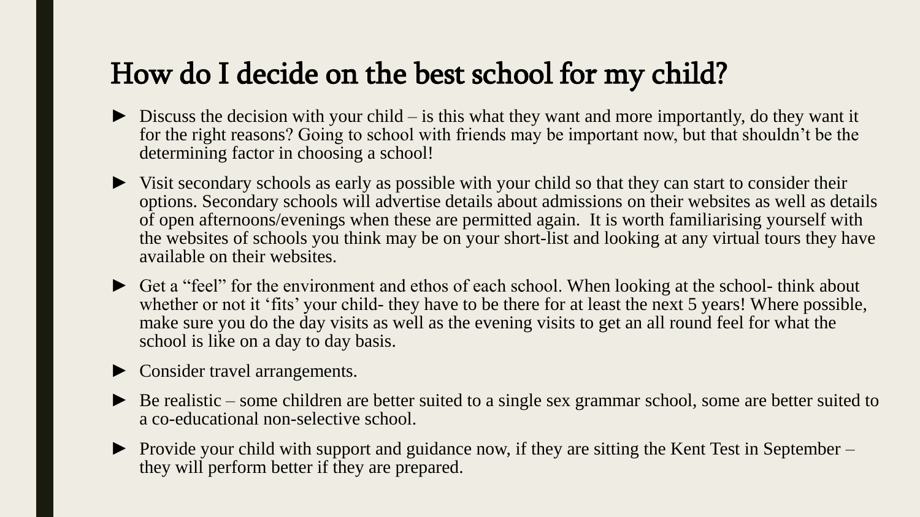# How do I decide on the best school for my child?

- Discuss the decision with your child – is this what they want and more importantly, do they want it for the right reasons? Going to school with friends may be important now, but that shouldn't be the determining factor in choosing a school!
- Visit secondary schools as early as possible with your child so that they can start to consider their options. Secondary schools will advertise details about admissions on their websites as well as details of open afternoons/evenings when these are permitted again. It is worth familiarising yourself with the websites of schools you think may be on your short-list and looking at any virtual tours they have available on their websites.
- Get a "feel" for the environment and ethos of each school. When looking at the school- think about whether or not it 'fits' your child- they have to be there for at least the next 5 years! Where possible, make sure you do the day visits as well as the evening visits to get an all round feel for what the school is like on a day to day basis.
- Consider travel arrangements.
- Be realistic – some children are better suited to a single sex grammar school, some are better suited to a co-educational non-selective school.
- Provide your child with support and guidance now, if they are sitting the Kent Test in September – they will perform better if they are prepared.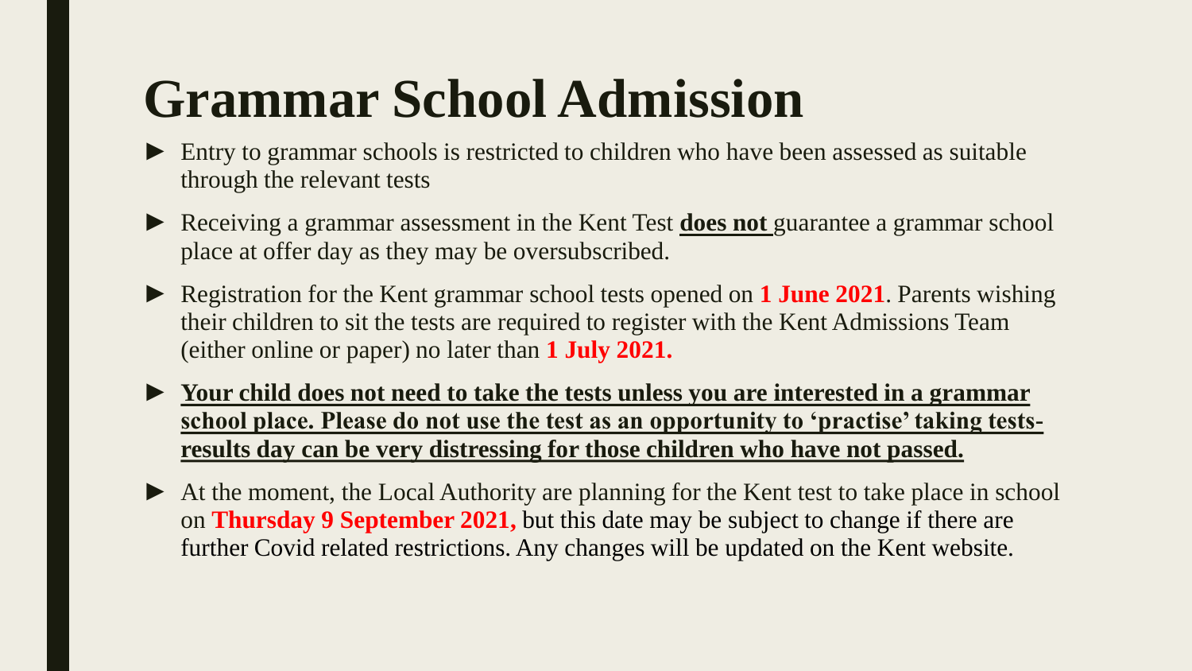# Grammar School Admission

- Entry to grammar schools is restricted to children who have been assessed as suitable through the relevant tests
- Receiving a grammar assessment in the Kent Test **does not** guarantee a grammar school place at offer day as they may be oversubscribed.
- Registration for the Kent grammar school tests opened on **1 June 2021**. Parents wishing their children to sit the tests are required to register with the Kent Admissions Team (either online or paper) no later than **1 July 2021.**
- **Your child does not need to take the tests unless you are interested in a grammar school place. Please do not use the test as an opportunity to 'practise' taking tests- results day can be very distressing for those children who have not passed.**
- At the moment, the Local Authority are planning for the Kent test to take place in school on **Thursday 9 September 2021,** but this date may be subject to change if there are further Covid related restrictions. Any changes will be updated on the Kent website.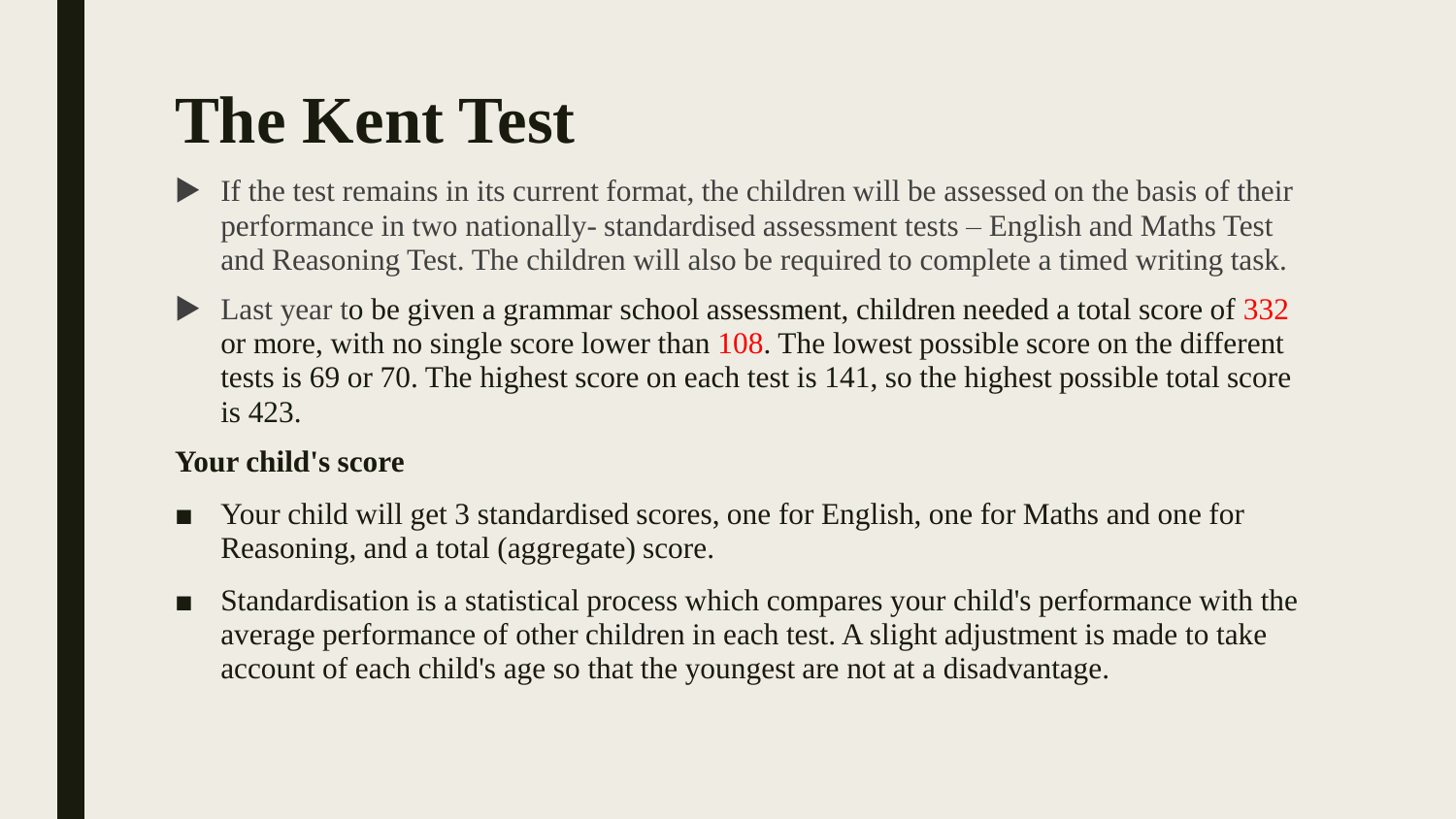# The Kent Test

- If the test remains in its current format, the children will be assessed on the basis of their performance in two nationally- standardised assessment tests – English and Maths Test and Reasoning Test. The children will also be required to complete a timed writing task.
- Last year to be given a grammar school assessment, children needed a total score of 332 or more, with no single score lower than 108. The lowest possible score on the different tests is 69 or 70. The highest score on each test is 141, so the highest possible total score is 423.

**Your child's score**

- Your child will get 3 standardised scores, one for English, one for Maths and one for Reasoning, and a total (aggregate) score.
- Standardisation is a statistical process which compares your child's performance with the average performance of other children in each test. A slight adjustment is made to take account of each child's age so that the youngest are not at a disadvantage.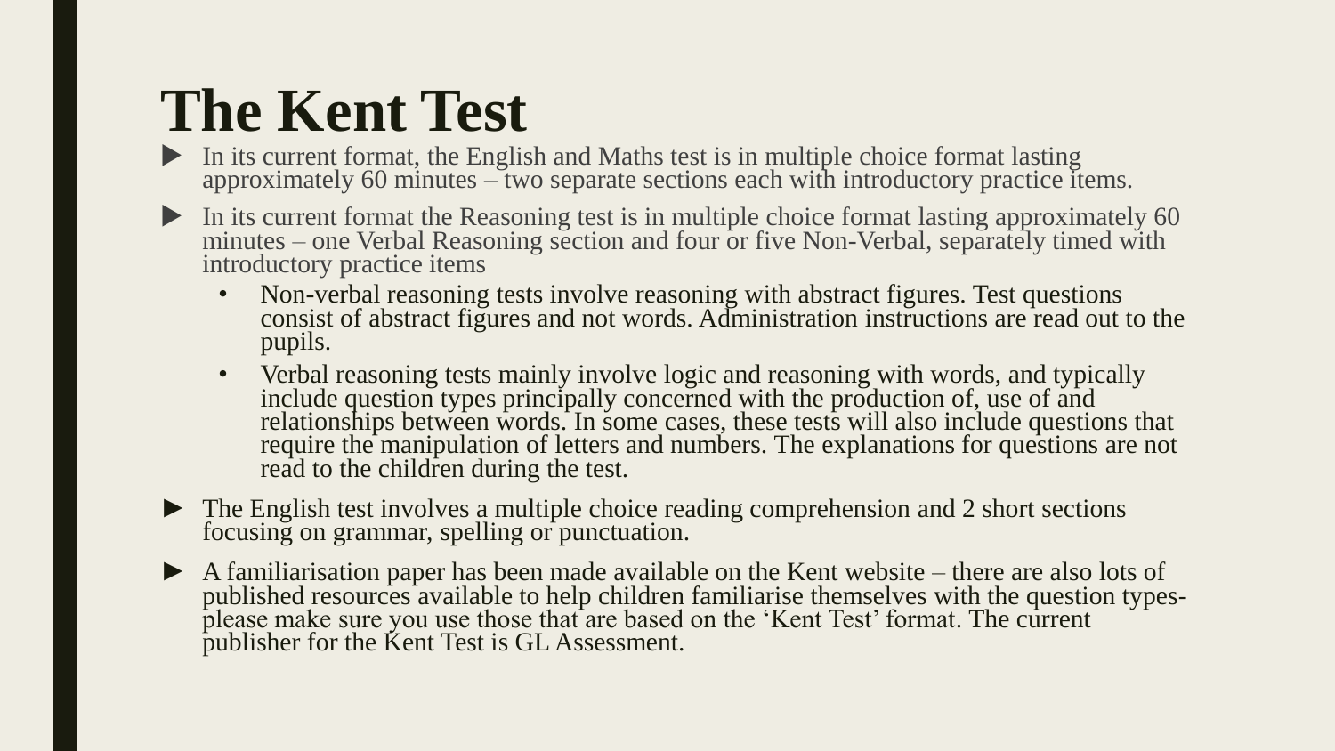# The Kent Test

- In its current format, the English and Maths test is in multiple choice format lasting approximately 60 minutes – two separate sections each with introductory practice items.
- In its current format the Reasoning test is in multiple choice format lasting approximately 60 minutes – one Verbal Reasoning section and four or five Non-Verbal, separately timed with introductory practice items
  - Non-verbal reasoning tests involve reasoning with abstract figures. Test questions consist of abstract figures and not words. Administration instructions are read out to the pupils.
  - Verbal reasoning tests mainly involve logic and reasoning with words, and typically include question types principally concerned with the production of, use of and relationships between words. In some cases, these tests will also include questions that require the manipulation of letters and numbers. The explanations for questions are not read to the children during the test.
- The English test involves a multiple choice reading comprehension and 2 short sections focusing on grammar, spelling or punctuation.
- A familiarisation paper has been made available on the Kent website – there are also lots of published resources available to help children familiarise themselves with the question types- please make sure you use those that are based on the 'Kent Test' format. The current publisher for the Kent Test is GL Assessment.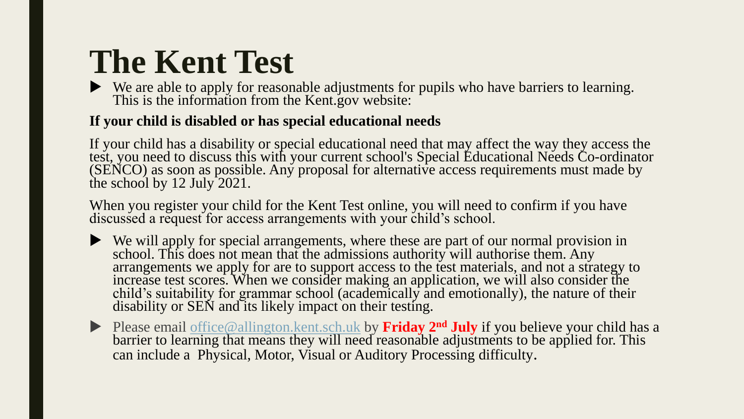# The Kent Test

- We are able to apply for reasonable adjustments for pupils who have barriers to learning. This is the information from the Kent.gov website:

**If your child is disabled or has special educational needs**

If your child has a disability or special educational need that may affect the way they access the test, you need to discuss this with your current school's Special Educational Needs Co-ordinator (SENCO) as soon as possible. Any proposal for alternative access requirements must made by the school by 12 July 2021.

When you register your child for the Kent Test online, you will need to confirm if you have discussed a request for access arrangements with your child's school.

- We will apply for special arrangements, where these are part of our normal provision in school. This does not mean that the admissions authority will authorise them. Any arrangements we apply for are to support access to the test materials, and not a strategy to increase test scores. When we consider making an application, we will also consider the child's suitability for grammar school (academically and emotionally), the nature of their disability or SEN and its likely impact on their testing.
- Please email office@allington.kent.sch.uk by **Friday 2nd July** if you believe your child has a barrier to learning that means they will need reasonable adjustments to be applied for. This can include a Physical, Motor, Visual or Auditory Processing difficulty.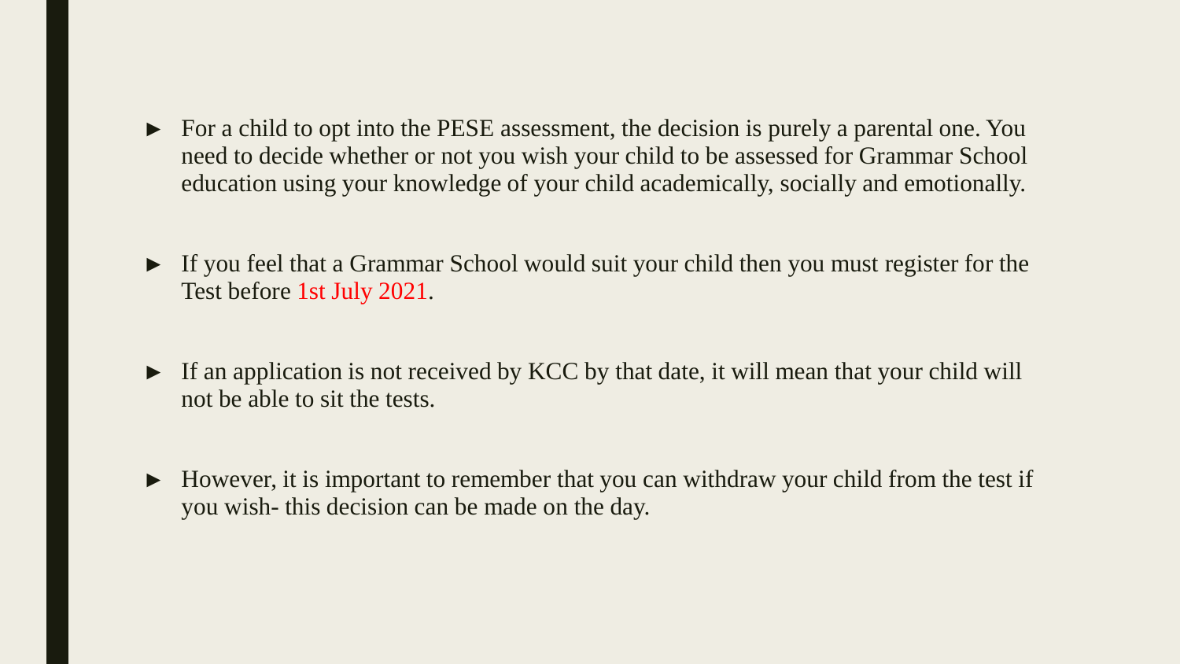- For a child to opt into the PESE assessment, the decision is purely a parental one. You need to decide whether or not you wish your child to be assessed for Grammar School education using your knowledge of your child academically, socially and emotionally.

- If you feel that a Grammar School would suit your child then you must register for the Test before 1st July 2021.

- If an application is not received by KCC by that date, it will mean that your child will not be able to sit the tests.

- However, it is important to remember that you can withdraw your child from the test if you wish- this decision can be made on the day.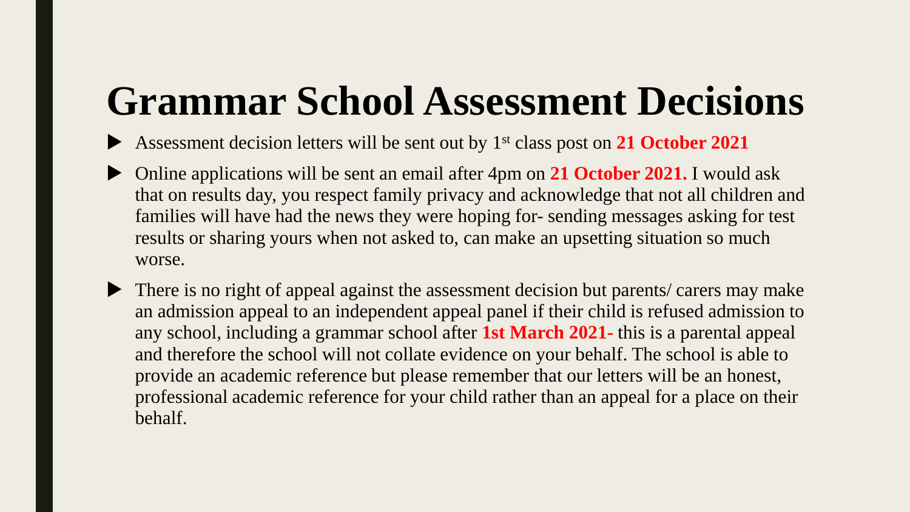# Grammar School Assessment Decisions

- Assessment decision letters will be sent out by 1st class post on **21 October 2021**
- Online applications will be sent an email after 4pm on **21 October 2021.** I would ask that on results day, you respect family privacy and acknowledge that not all children and families will have had the news they were hoping for- sending messages asking for test results or sharing yours when not asked to, can make an upsetting situation so much worse.
- There is no right of appeal against the assessment decision but parents/ carers may make an admission appeal to an independent appeal panel if their child is refused admission to any school, including a grammar school after **1st March 2021-** this is a parental appeal and therefore the school will not collate evidence on your behalf. The school is able to provide an academic reference but please remember that our letters will be an honest, professional academic reference for your child rather than an appeal for a place on their behalf.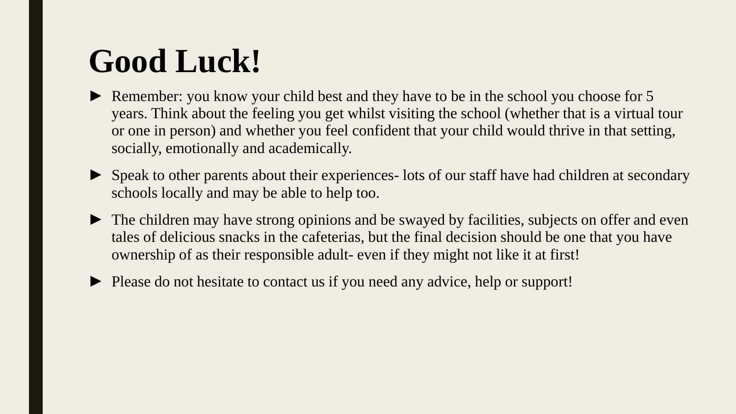# Good Luck!

- Remember: you know your child best and they have to be in the school you choose for 5 years. Think about the feeling you get whilst visiting the school (whether that is a virtual tour or one in person) and whether you feel confident that your child would thrive in that setting, socially, emotionally and academically.
- Speak to other parents about their experiences- lots of our staff have had children at secondary schools locally and may be able to help too.
- The children may have strong opinions and be swayed by facilities, subjects on offer and even tales of delicious snacks in the cafeterias, but the final decision should be one that you have ownership of as their responsible adult- even if they might not like it at first!
- Please do not hesitate to contact us if you need any advice, help or support!